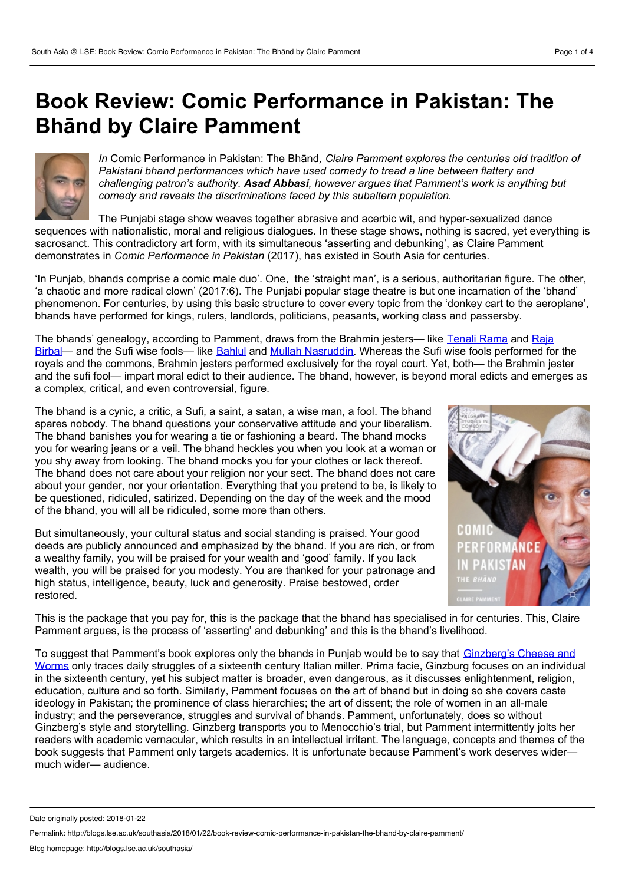# Book Review: Comic Performance in Pakistan: The Bhānd by Claire Pamment

*In* Comic Performance in Pakistan: The Bhānd*, Claire Pamment explores the centuries old tradition of Pakistani bhand performances which have used comedy to tread a line between flattery and challenging patron's authority.* ***Asad Abbasi****, however argues that Pamment's work is anything but comedy and reveals the discriminations faced by this subaltern population.*

The Punjabi stage show weaves together abrasive and acerbic wit, and hyper-sexualized dance sequences with nationalistic, moral and religious dialogues. In these stage shows, nothing is sacred, yet everything is sacrosanct. This contradictory art form, with its simultaneous 'asserting and debunking', as Claire Pamment demonstrates in *Comic Performance in Pakistan* (2017), has existed in South Asia for centuries.

'In Punjab, bhands comprise a comic male duo'. One, the 'straight man', is a serious, authoritarian figure. The other, 'a chaotic and more radical clown' (2017:6). The Punjabi popular stage theatre is but one incarnation of the 'bhand' phenomenon. For centuries, by using this basic structure to cover every topic from the 'donkey cart to the aeroplane', bhands have performed for kings, rulers, landlords, politicians, peasants, working class and passersby.

The bhands' genealogy, according to Pamment, draws from the Brahmin jesters— like Tenali Rama and Raja Birbal— and the Sufi wise fools— like Bahlul and Mullah Nasruddin. Whereas the Sufi wise fools performed for the royals and the commons, Brahmin jesters performed exclusively for the royal court. Yet, both— the Brahmin jester and the sufi fool— impart moral edict to their audience. The bhand, however, is beyond moral edicts and emerges as a complex, critical, and even controversial, figure.

The bhand is a cynic, a critic, a Sufi, a saint, a satan, a wise man, a fool. The bhand spares nobody. The bhand questions your conservative attitude and your liberalism. The bhand banishes you for wearing a tie or fashioning a beard. The bhand mocks you for wearing jeans or a veil. The bhand heckles you when you look at a woman or you shy away from looking. The bhand mocks you for your clothes or lack thereof. The bhand does not care about your religion nor your sect. The bhand does not care about your gender, nor your orientation. Everything that you pretend to be, is likely to be questioned, ridiculed, satirized. Depending on the day of the week and the mood of the bhand, you will all be ridiculed, some more than others.

But simultaneously, your cultural status and social standing is praised. Your good deeds are publicly announced and emphasized by the bhand. If you are rich, or from a wealthy family, you will be praised for your wealth and 'good' family. If you lack wealth, you will be praised for you modesty. You are thanked for your patronage and high status, intelligence, beauty, luck and generosity. Praise bestowed, order restored.

This is the package that you pay for, this is the package that the bhand has specialised in for centuries. This, Claire Pamment argues, is the process of 'asserting' and debunking' and this is the bhand's livelihood.

To suggest that Pamment's book explores only the bhands in Punjab would be to say that Ginzberg's Cheese and Worms only traces daily struggles of a sixteenth century Italian miller. Prima facie, Ginzburg focuses on an individual in the sixteenth century, yet his subject matter is broader, even dangerous, as it discusses enlightenment, religion, education, culture and so forth. Similarly, Pamment focuses on the art of bhand but in doing so she covers caste ideology in Pakistan; the prominence of class hierarchies; the art of dissent; the role of women in an all-male industry; and the perseverance, struggles and survival of bhands. Pamment, unfortunately, does so without Ginzberg's style and storytelling. Ginzberg transports you to Menocchio's trial, but Pamment intermittently jolts her readers with academic vernacular, which results in an intellectual irritant. The language, concepts and themes of the book suggests that Pamment only targets academics. It is unfortunate because Pamment's work deserves wider— much wider— audience.

Date originally posted: 2018-01-22

Permalink: http://blogs.lse.ac.uk/southasia/2018/01/22/book-review-comic-performance-in-pakistan-the-bhand-by-claire-pamment/

Blog homepage: http://blogs.lse.ac.uk/southasia/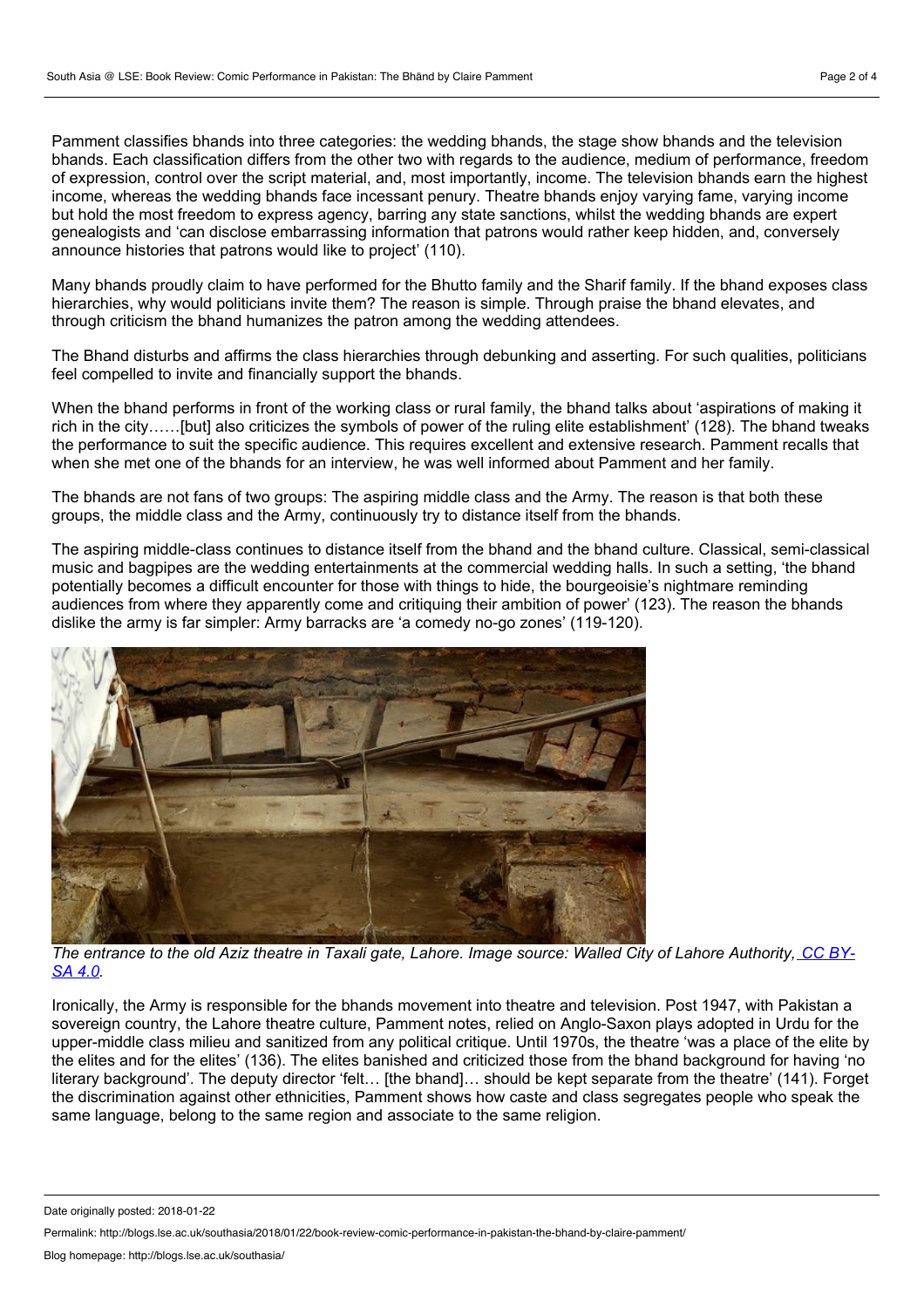Pamment classifies bhands into three categories: the wedding bhands, the stage show bhands and the television bhands. Each classification differs from the other two with regards to the audience, medium of performance, freedom of expression, control over the script material, and, most importantly, income. The television bhands earn the highest income, whereas the wedding bhands face incessant penury. Theatre bhands enjoy varying fame, varying income but hold the most freedom to express agency, barring any state sanctions, whilst the wedding bhands are expert genealogists and 'can disclose embarrassing information that patrons would rather keep hidden, and, conversely announce histories that patrons would like to project' (110).

Many bhands proudly claim to have performed for the Bhutto family and the Sharif family. If the bhand exposes class hierarchies, why would politicians invite them? The reason is simple. Through praise the bhand elevates, and through criticism the bhand humanizes the patron among the wedding attendees.

The Bhand disturbs and affirms the class hierarchies through debunking and asserting. For such qualities, politicians feel compelled to invite and financially support the bhands.

When the bhand performs in front of the working class or rural family, the bhand talks about 'aspirations of making it rich in the city……[but] also criticizes the symbols of power of the ruling elite establishment' (128). The bhand tweaks the performance to suit the specific audience. This requires excellent and extensive research. Pamment recalls that when she met one of the bhands for an interview, he was well informed about Pamment and her family.

The bhands are not fans of two groups: The aspiring middle class and the Army. The reason is that both these groups, the middle class and the Army, continuously try to distance itself from the bhands.

The aspiring middle-class continues to distance itself from the bhand and the bhand culture. Classical, semi-classical music and bagpipes are the wedding entertainments at the commercial wedding halls. In such a setting, 'the bhand potentially becomes a difficult encounter for those with things to hide, the bourgeoisie's nightmare reminding audiences from where they apparently come and critiquing their ambition of power' (123). The reason the bhands dislike the army is far simpler: Army barracks are 'a comedy no-go zones' (119-120).

*The entrance to the old Aziz theatre in Taxali gate, Lahore. Image source: Walled City of Lahore Authority, [CC BY-SA 4.0](https://creativecommons.org/licenses/by-sa/4.0/).*

Ironically, the Army is responsible for the bhands movement into theatre and television. Post 1947, with Pakistan a sovereign country, the Lahore theatre culture, Pamment notes, relied on Anglo-Saxon plays adopted in Urdu for the upper-middle class milieu and sanitized from any political critique. Until 1970s, the theatre 'was a place of the elite by the elites and for the elites' (136). The elites banished and criticized those from the bhand background for having 'no literary background'. The deputy director 'felt… [the bhand]… should be kept separate from the theatre' (141). Forget the discrimination against other ethnicities, Pamment shows how caste and class segregates people who speak the same language, belong to the same region and associate to the same religion.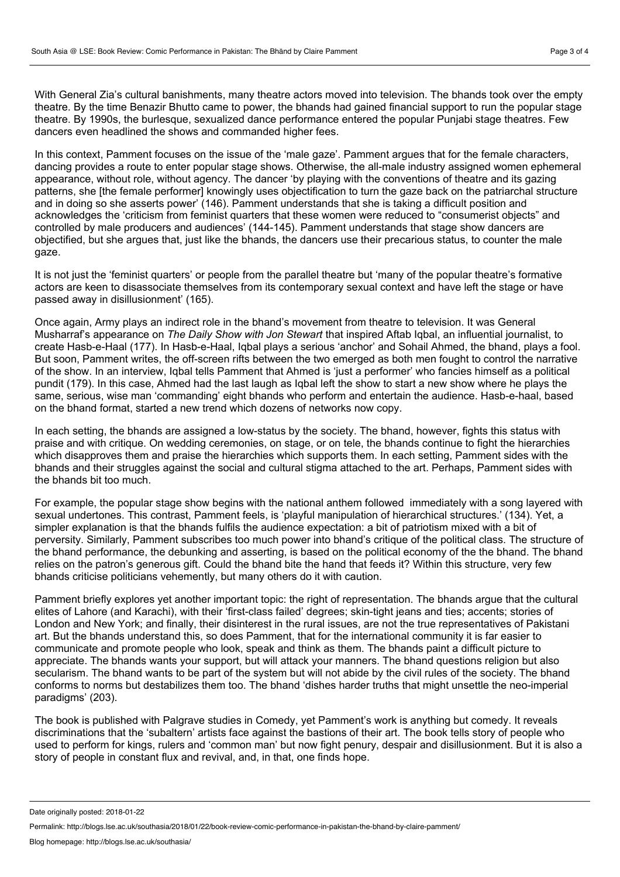With General Zia's cultural banishments, many theatre actors moved into television. The bhands took over the empty theatre. By the time Benazir Bhutto came to power, the bhands had gained financial support to run the popular stage theatre. By 1990s, the burlesque, sexualized dance performance entered the popular Punjabi stage theatres. Few dancers even headlined the shows and commanded higher fees.

In this context, Pamment focuses on the issue of the 'male gaze'. Pamment argues that for the female characters, dancing provides a route to enter popular stage shows. Otherwise, the all-male industry assigned women ephemeral appearance, without role, without agency. The dancer 'by playing with the conventions of theatre and its gazing patterns, she [the female performer] knowingly uses objectification to turn the gaze back on the patriarchal structure and in doing so she asserts power' (146). Pamment understands that she is taking a difficult position and acknowledges the 'criticism from feminist quarters that these women were reduced to "consumerist objects" and controlled by male producers and audiences' (144-145). Pamment understands that stage show dancers are objectified, but she argues that, just like the bhands, the dancers use their precarious status, to counter the male gaze.

It is not just the 'feminist quarters' or people from the parallel theatre but 'many of the popular theatre's formative actors are keen to disassociate themselves from its contemporary sexual context and have left the stage or have passed away in disillusionment' (165).

Once again, Army plays an indirect role in the bhand's movement from theatre to television. It was General Musharraf's appearance on *The Daily Show with Jon Stewart* that inspired Aftab Iqbal, an influential journalist, to create Hasb-e-Haal (177). In Hasb-e-Haal, Iqbal plays a serious 'anchor' and Sohail Ahmed, the bhand, plays a fool. But soon, Pamment writes, the off-screen rifts between the two emerged as both men fought to control the narrative of the show. In an interview, Iqbal tells Pamment that Ahmed is 'just a performer' who fancies himself as a political pundit (179). In this case, Ahmed had the last laugh as Iqbal left the show to start a new show where he plays the same, serious, wise man 'commanding' eight bhands who perform and entertain the audience. Hasb-e-haal, based on the bhand format, started a new trend which dozens of networks now copy.

In each setting, the bhands are assigned a low-status by the society. The bhand, however, fights this status with praise and with critique. On wedding ceremonies, on stage, or on tele, the bhands continue to fight the hierarchies which disapproves them and praise the hierarchies which supports them. In each setting, Pamment sides with the bhands and their struggles against the social and cultural stigma attached to the art. Perhaps, Pamment sides with the bhands bit too much.

For example, the popular stage show begins with the national anthem followed immediately with a song layered with sexual undertones. This contrast, Pamment feels, is 'playful manipulation of hierarchical structures.' (134). Yet, a simpler explanation is that the bhands fulfils the audience expectation: a bit of patriotism mixed with a bit of perversity. Similarly, Pamment subscribes too much power into bhand's critique of the political class. The structure of the bhand performance, the debunking and asserting, is based on the political economy of the the bhand. The bhand relies on the patron's generous gift. Could the bhand bite the hand that feeds it? Within this structure, very few bhands criticise politicians vehemently, but many others do it with caution.

Pamment briefly explores yet another important topic: the right of representation. The bhands argue that the cultural elites of Lahore (and Karachi), with their 'first-class failed' degrees; skin-tight jeans and ties; accents; stories of London and New York; and finally, their disinterest in the rural issues, are not the true representatives of Pakistani art. But the bhands understand this, so does Pamment, that for the international community it is far easier to communicate and promote people who look, speak and think as them. The bhands paint a difficult picture to appreciate. The bhands wants your support, but will attack your manners. The bhand questions religion but also secularism. The bhand wants to be part of the system but will not abide by the civil rules of the society. The bhand conforms to norms but destabilizes them too. The bhand 'dishes harder truths that might unsettle the neo-imperial paradigms' (203).

The book is published with Palgrave studies in Comedy, yet Pamment's work is anything but comedy. It reveals discriminations that the 'subaltern' artists face against the bastions of their art. The book tells story of people who used to perform for kings, rulers and 'common man' but now fight penury, despair and disillusionment. But it is also a story of people in constant flux and revival, and, in that, one finds hope.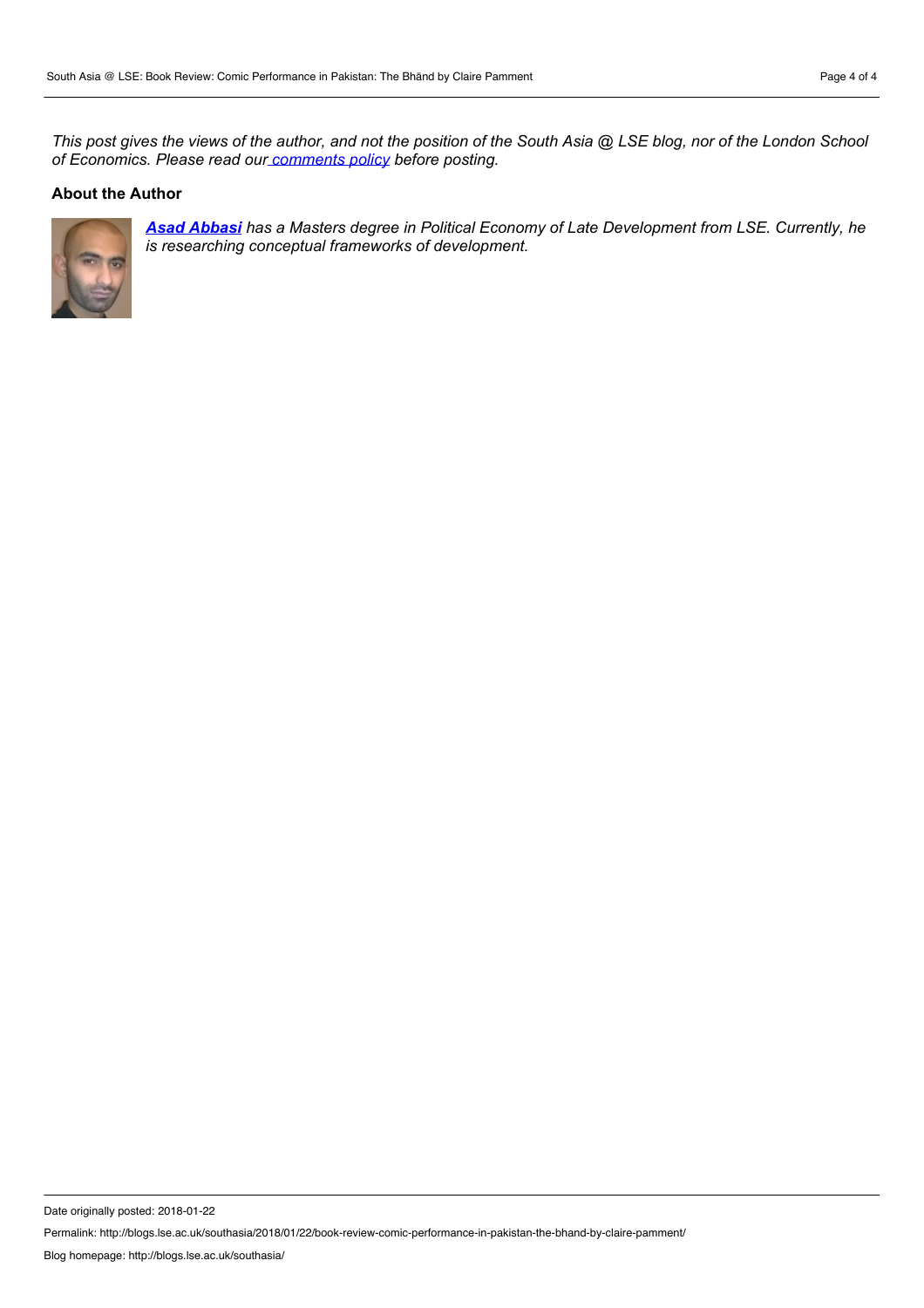*This post gives the views of the author, and not the position of the South Asia @ LSE blog, nor of the London School of Economics. Please read our comments policy before posting.*

### About the Author

***Asad Abbasi*** *has a Masters degree in Political Economy of Late Development from LSE. Currently, he is researching conceptual frameworks of development.*

Date originally posted: 2018-01-22

Permalink: http://blogs.lse.ac.uk/southasia/2018/01/22/book-review-comic-performance-in-pakistan-the-bhand-by-claire-pamment/

Blog homepage: http://blogs.lse.ac.uk/southasia/